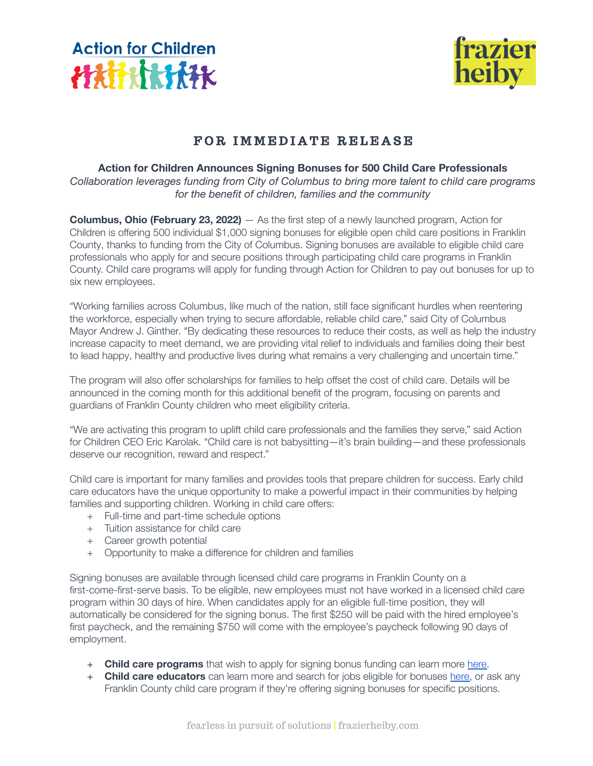Action for Children

frazier heiby

**FOR IMMEDIATE RELEASE**

## Action for Children Announces Signing Bonuses for 500 Child Care Professionals

*Collaboration leverages funding from City of Columbus to bring more talent to child care programs for the benefit of children, families and the community*

**Columbus, Ohio (February 23, 2022)** — As the first step of a newly launched program, Action for Children is offering 500 individual $1,000 signing bonuses for eligible open child care positions in Franklin County, thanks to funding from the City of Columbus. Signing bonuses are available to eligible child care professionals who apply for and secure positions through participating child care programs in Franklin County. Child care programs will apply for funding through Action for Children to pay out bonuses for up to six new employees.

"Working families across Columbus, like much of the nation, still face significant hurdles when reentering the workforce, especially when trying to secure affordable, reliable child care," said City of Columbus Mayor Andrew J. Ginther. "By dedicating these resources to reduce their costs, as well as help the industry increase capacity to meet demand, we are providing vital relief to individuals and families doing their best to lead happy, healthy and productive lives during what remains a very challenging and uncertain time."

The program will also offer scholarships for families to help offset the cost of child care. Details will be announced in the coming month for this additional benefit of the program, focusing on parents and guardians of Franklin County children who meet eligibility criteria.

"We are activating this program to uplift child care professionals and the families they serve," said Action for Children CEO Eric Karolak. "Child care is not babysitting—it's brain building—and these professionals deserve our recognition, reward and respect."

Child care is important for many families and provides tools that prepare children for success. Early child care educators have the unique opportunity to make a powerful impact in their communities by helping families and supporting children. Working in child care offers:

+ Full-time and part-time schedule options
+ Tuition assistance for child care
+ Career growth potential
+ Opportunity to make a difference for children and families

Signing bonuses are available through licensed child care programs in Franklin County on a first-come-first-serve basis. To be eligible, new employees must not have worked in a licensed child care program within 30 days of hire. When candidates apply for an eligible full-time position, they will automatically be considered for the signing bonus. The first $250 will be paid with the hired employee's first paycheck, and the remaining $750 will come with the employee's paycheck following 90 days of employment.

+ **Child care programs** that wish to apply for signing bonus funding can learn more here.
+ **Child care educators** can learn more and search for jobs eligible for bonuses here, or ask any Franklin County child care program if they're offering signing bonuses for specific positions.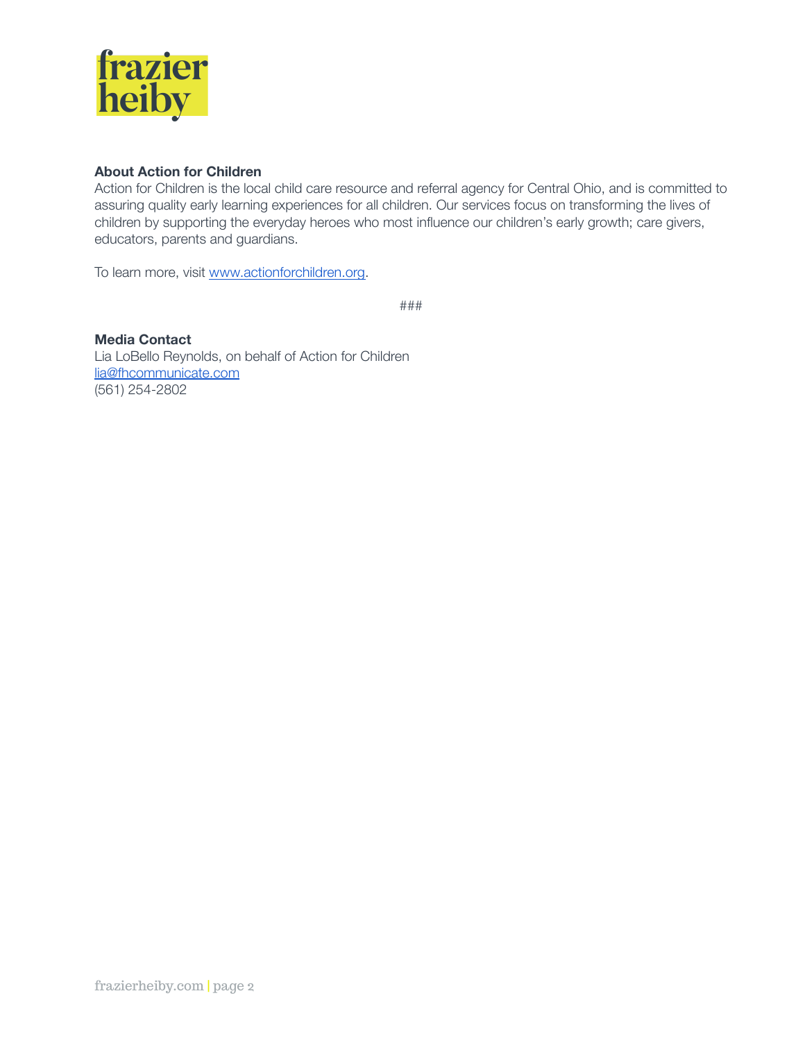**About Action for Children**

Action for Children is the local child care resource and referral agency for Central Ohio, and is committed to assuring quality early learning experiences for all children. Our services focus on transforming the lives of children by supporting the everyday heroes who most influence our children's early growth; care givers, educators, parents and guardians.

To learn more, visit www.actionforchildren.org.

###

**Media Contact**
Lia LoBello Reynolds, on behalf of Action for Children
lia@fhcommunicate.com
(561) 254-2802